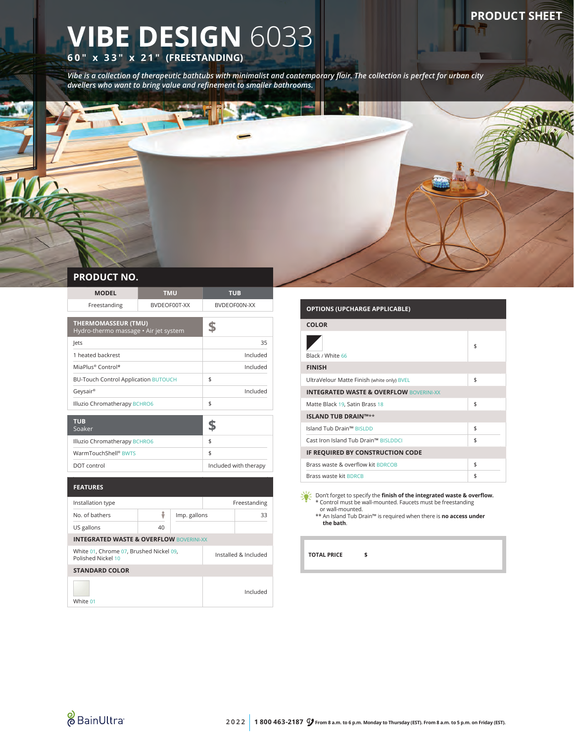PRODUCT SHEET

# VIBE DESIGN 6033

**60" x 33" x 21" (FREESTANDING)**

*Vibe is a collection of therapeutic bathtubs with minimalist and contemporary flair. The collection is perfect for urban city dwellers who want to bring value and refinement to smaller bathrooms.*

## PRODUCT NO.

| MODEL | TMU | TUB |
|---|---|---|
| Freestanding | BVDEOF00T-XX | BVDEOF00N-XX |

| THERMOMASSEUR (TMU) Hydro-thermo massage • Air jet system | $ |
|---|---|
| Jets | 35 |
| 1 heated backrest | Included |
| MiaPlus® Control* | Included |
| BU-Touch Control Application BUTOUCH | $ |
| Geysair® | Included |
| Illuzio Chromatherapy BCHRO6 | $ |

| TUB Soaker | $ |
|---|---|
| Illuzio Chromatherapy BCHRO6 | $ |
| WarmTouchShell® BWTS | $ |
| DOT control | Included with therapy |

| FEATURES | | | |
|---|---|---|---|
| Installation type | | | Freestanding |
| No. of bathers | 1 | Imp. gallons | 33 |
| US gallons | 40 | | |
| **INTEGRATED WASTE & OVERFLOW** BOVERINI-XX | | | |
| White 01, Chrome 07, Brushed Nickel 09, Polished Nickel 10 | | | Installed & Included |
| **STANDARD COLOR** | | | |
| White 01 | | | Included |

| OPTIONS (UPCHARGE APPLICABLE) | |
|---|---|
| **COLOR** | |
| Black / White 66 | $ |
| **FINISH** | |
| UltraVelour Matte Finish (white only) BVEL | $ |
| **INTEGRATED WASTE & OVERFLOW** BOVERINI-XX | |
| Matte Black 19, Satin Brass 18 | $ |
| **ISLAND TUB DRAIN™\*\*** | |
| Island Tub Drain™ BISLDD | $ |
| Cast Iron Island Tub Drain™ BISLDDCI | $ |
| **IF REQUIRED BY CONSTRUCTION CODE** | |
| Brass waste & overflow kit BDRCOB | $ |
| Brass waste kit BDRCB | $ |

Don't forget to specify the **finish of the integrated waste & overflow.**

\* Control must be wall-mounted. Faucets must be freestanding or wall-mounted.

\*\* An Island Tub Drain™ is required when there is **no access under the bath**.

**TOTAL PRICE** $

BainUltra

2022 | **1 800 463-2187** From 8 a.m. to 6 p.m. Monday to Thursday (EST). From 8 a.m. to 5 p.m. on Friday (EST).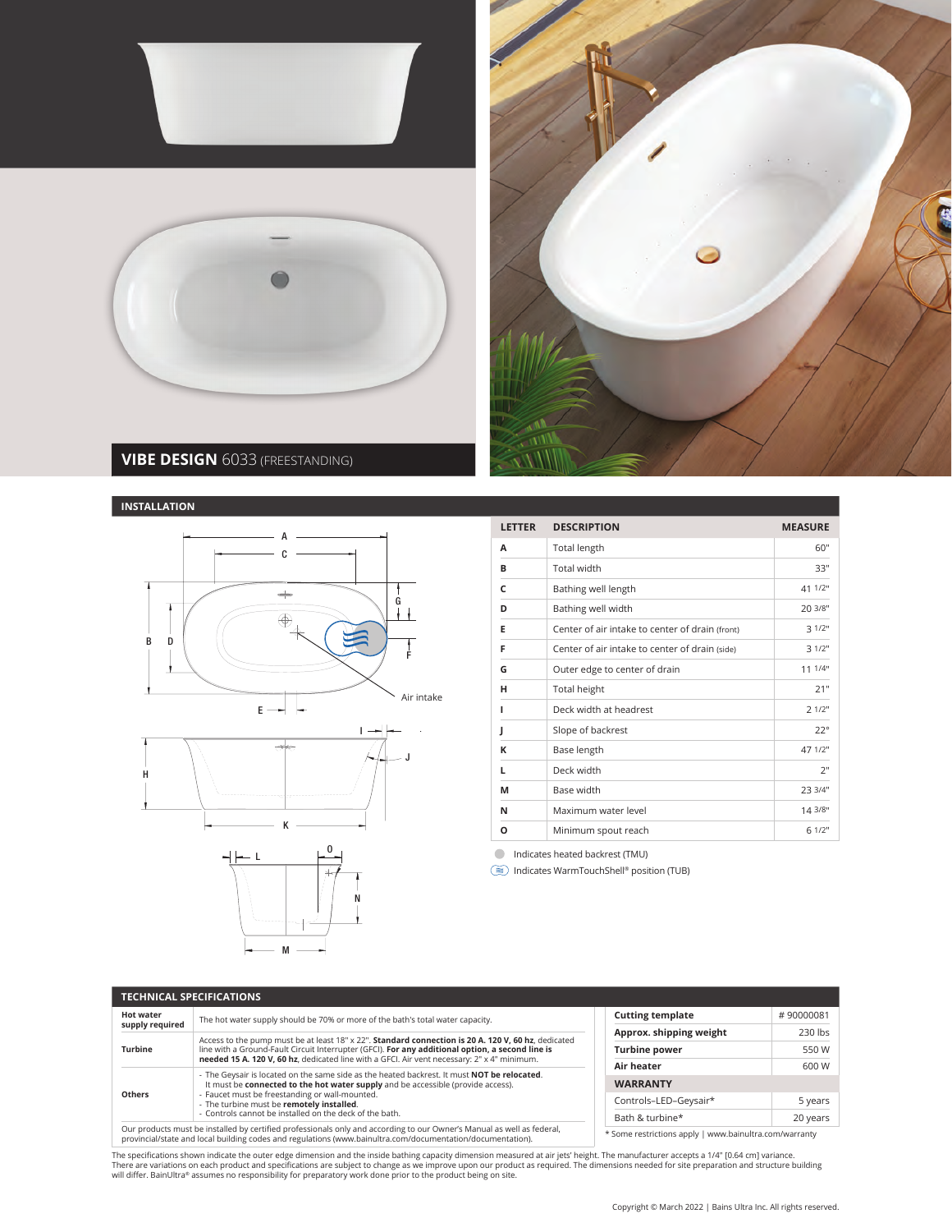## VIBE DESIGN 6033 (FREESTANDING)

### INSTALLATION

A
C
B
D
G
F
E
Air intake
I
J
H
K
L
O
N
M

| LETTER | DESCRIPTION | MEASURE |
|---|---|---|
| A | Total length | 60" |
| B | Total width | 33" |
| C | Bathing well length | 41 1/2" |
| D | Bathing well width | 20 3/8" |
| E | Center of air intake to center of drain (front) | 3 1/2" |
| F | Center of air intake to center of drain (side) | 3 1/2" |
| G | Outer edge to center of drain | 11 1/4" |
| H | Total height | 21" |
| I | Deck width at headrest | 2 1/2" |
| J | Slope of backrest | 22° |
| K | Base length | 47 1/2" |
| L | Deck width | 2" |
| M | Base width | 23 3/4" |
| N | Maximum water level | 14 3/8" |
| O | Minimum spout reach | 6 1/2" |

Indicates heated backrest (TMU)

Indicates WarmTouchShell® position (TUB)

### TECHNICAL SPECIFICATIONS

| | |
|---|---|
| **Hot water supply required** | The hot water supply should be 70% or more of the bath's total water capacity. |
| **Turbine** | Access to the pump must be at least 18" x 22". **Standard connection is 20 A. 120 V, 60 hz**, dedicated line with a Ground-Fault Circuit Interrupter (GFCI). **For any additional option, a second line is needed 15 A. 120 V, 60 hz**, dedicated line with a GFCI. Air vent necessary: 2" x 4" minimum. |
| **Others** | - The Geysair is located on the same side as the heated backrest. It must **NOT be relocated**. It must be **connected to the hot water supply** and be accessible (provide access).<br>- Faucet must be freestanding or wall-mounted.<br>- The turbine must be **remotely installed**.<br>- Controls cannot be installed on the deck of the bath. |

Our products must be installed by certified professionals only and according to our Owner's Manual as well as federal, provincial/state and local building codes and regulations (www.bainultra.com/documentation/documentation).

| | |
|---|---|
| **Cutting template** | # 90000081 |
| **Approx. shipping weight** | 230 lbs |
| **Turbine power** | 550 W |
| **Air heater** | 600 W |
| **WARRANTY** | |
| Controls-LED-Geysair* | 5 years |
| Bath & turbine* | 20 years |

* Some restrictions apply | www.bainultra.com/warranty

The specifications shown indicate the outer edge dimension and the inside bathing capacity dimension measured at air jets' height. The manufacturer accepts a 1/4" [0.64 cm] variance. There are variations on each product and specifications are subject to change as we improve upon our product as required. The dimensions needed for site preparation and structure building will differ. BainUltra® assumes no responsibility for preparatory work done prior to the product being on site.

Copyright © March 2022 | Bains Ultra Inc. All rights reserved.